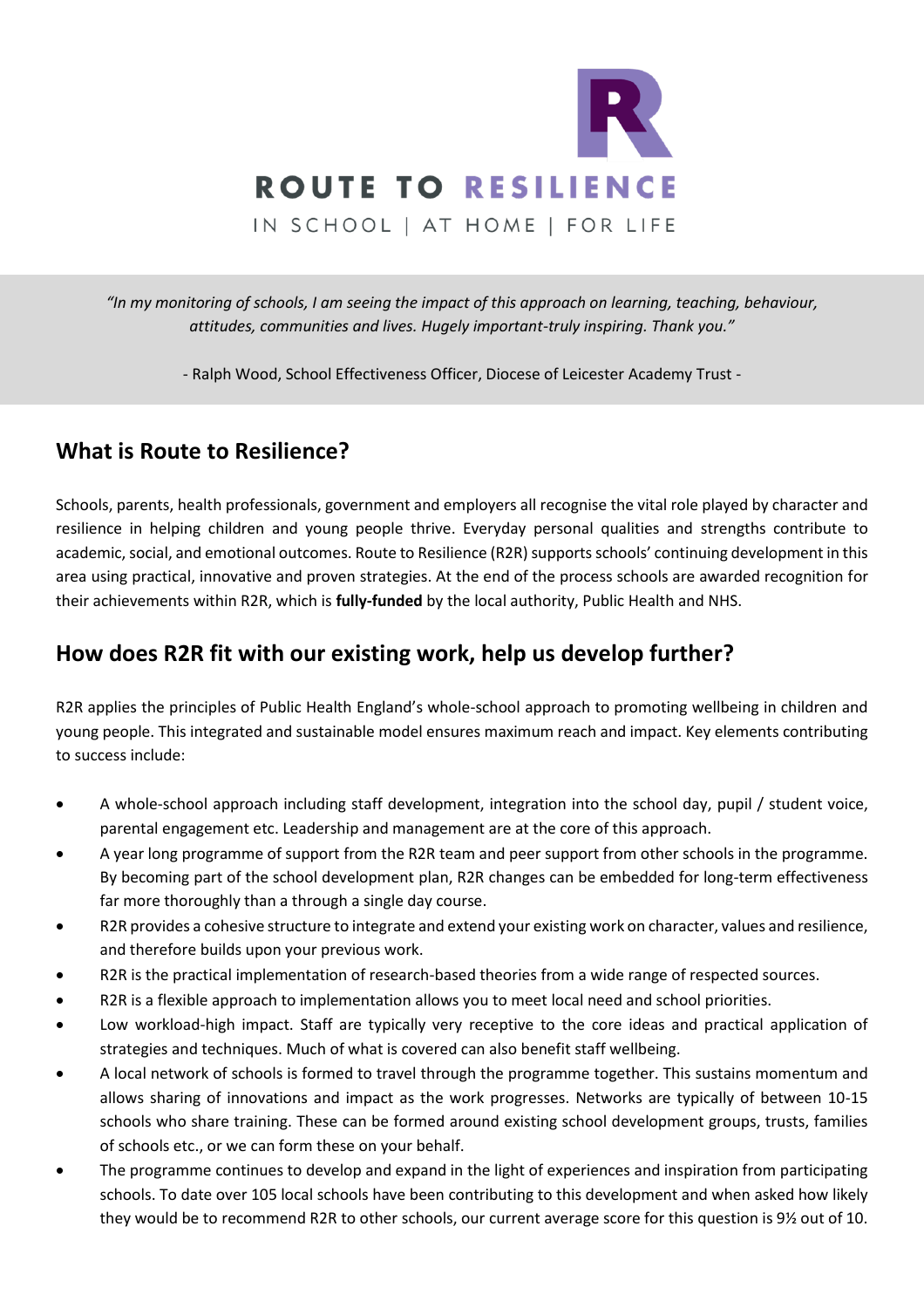ROUTE TO RESILIENCE

IN SCHOOL | AT HOME | FOR LIFE

*"In my monitoring of schools, I am seeing the impact of this approach on learning, teaching, behaviour, attitudes, communities and lives. Hugely important-truly inspiring. Thank you."*

- Ralph Wood, School Effectiveness Officer, Diocese of Leicester Academy Trust -

## What is Route to Resilience?

Schools, parents, health professionals, government and employers all recognise the vital role played by character and resilience in helping children and young people thrive. Everyday personal qualities and strengths contribute to academic, social, and emotional outcomes. Route to Resilience (R2R) supports schools' continuing development in this area using practical, innovative and proven strategies. At the end of the process schools are awarded recognition for their achievements within R2R, which is **fully-funded** by the local authority, Public Health and NHS.

## How does R2R fit with our existing work, help us develop further?

R2R applies the principles of Public Health England's whole-school approach to promoting wellbeing in children and young people. This integrated and sustainable model ensures maximum reach and impact. Key elements contributing to success include:

- A whole-school approach including staff development, integration into the school day, pupil / student voice, parental engagement etc. Leadership and management are at the core of this approach.
- A year long programme of support from the R2R team and peer support from other schools in the programme. By becoming part of the school development plan, R2R changes can be embedded for long-term effectiveness far more thoroughly than a through a single day course.
- R2R provides a cohesive structure to integrate and extend your existing work on character, values and resilience, and therefore builds upon your previous work.
- R2R is the practical implementation of research-based theories from a wide range of respected sources.
- R2R is a flexible approach to implementation allows you to meet local need and school priorities.
- Low workload-high impact. Staff are typically very receptive to the core ideas and practical application of strategies and techniques. Much of what is covered can also benefit staff wellbeing.
- A local network of schools is formed to travel through the programme together. This sustains momentum and allows sharing of innovations and impact as the work progresses. Networks are typically of between 10-15 schools who share training. These can be formed around existing school development groups, trusts, families of schools etc., or we can form these on your behalf.
- The programme continues to develop and expand in the light of experiences and inspiration from participating schools. To date over 105 local schools have been contributing to this development and when asked how likely they would be to recommend R2R to other schools, our current average score for this question is 9½ out of 10.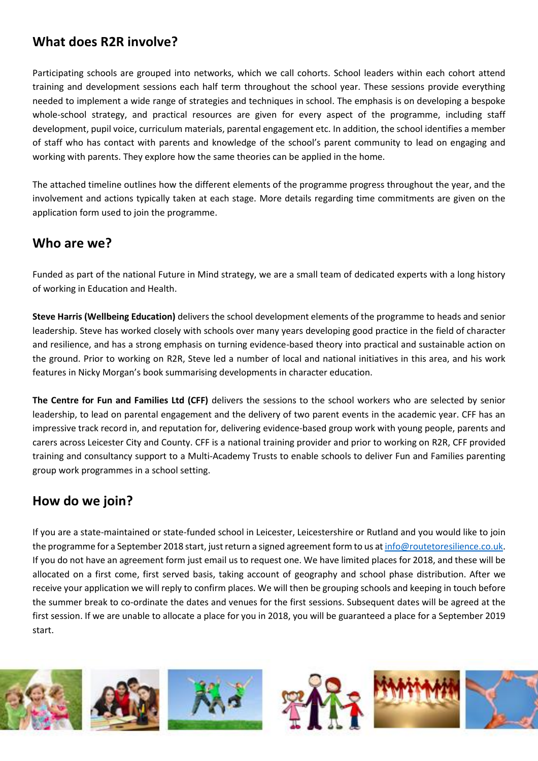## What does R2R involve?

Participating schools are grouped into networks, which we call cohorts. School leaders within each cohort attend training and development sessions each half term throughout the school year. These sessions provide everything needed to implement a wide range of strategies and techniques in school. The emphasis is on developing a bespoke whole-school strategy, and practical resources are given for every aspect of the programme, including staff development, pupil voice, curriculum materials, parental engagement etc. In addition, the school identifies a member of staff who has contact with parents and knowledge of the school's parent community to lead on engaging and working with parents. They explore how the same theories can be applied in the home.

The attached timeline outlines how the different elements of the programme progress throughout the year, and the involvement and actions typically taken at each stage. More details regarding time commitments are given on the application form used to join the programme.

## Who are we?

Funded as part of the national Future in Mind strategy, we are a small team of dedicated experts with a long history of working in Education and Health.

**Steve Harris (Wellbeing Education)** delivers the school development elements of the programme to heads and senior leadership. Steve has worked closely with schools over many years developing good practice in the field of character and resilience, and has a strong emphasis on turning evidence-based theory into practical and sustainable action on the ground. Prior to working on R2R, Steve led a number of local and national initiatives in this area, and his work features in Nicky Morgan's book summarising developments in character education.

**The Centre for Fun and Families Ltd (CFF)** delivers the sessions to the school workers who are selected by senior leadership, to lead on parental engagement and the delivery of two parent events in the academic year. CFF has an impressive track record in, and reputation for, delivering evidence-based group work with young people, parents and carers across Leicester City and County. CFF is a national training provider and prior to working on R2R, CFF provided training and consultancy support to a Multi-Academy Trusts to enable schools to deliver Fun and Families parenting group work programmes in a school setting.

## How do we join?

If you are a state-maintained or state-funded school in Leicester, Leicestershire or Rutland and you would like to join the programme for a September 2018 start, just return a signed agreement form to us at info@routetoresilience.co.uk. If you do not have an agreement form just email us to request one. We have limited places for 2018, and these will be allocated on a first come, first served basis, taking account of geography and school phase distribution. After we receive your application we will reply to confirm places. We will then be grouping schools and keeping in touch before the summer break to co-ordinate the dates and venues for the first sessions. Subsequent dates will be agreed at the first session. If we are unable to allocate a place for you in 2018, you will be guaranteed a place for a September 2019 start.